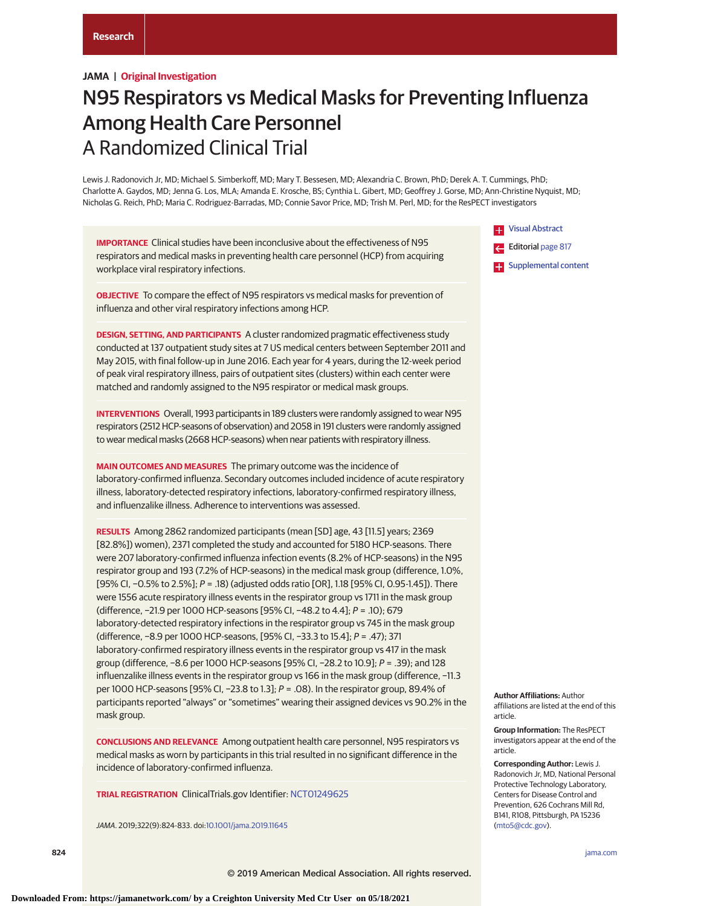Research

JAMA | Original Investigation

# N95 Respirators vs Medical Masks for Preventing Influenza Among Health Care Personnel
## A Randomized Clinical Trial

Lewis J. Radonovich Jr, MD; Michael S. Simberkoff, MD; Mary T. Bessesen, MD; Alexandria C. Brown, PhD; Derek A. T. Cummings, PhD; Charlotte A. Gaydos, MD; Jenna G. Los, MLA; Amanda E. Krosche, BS; Cynthia L. Gibert, MD; Geoffrey J. Gorse, MD; Ann-Christine Nyquist, MD; Nicholas G. Reich, PhD; Maria C. Rodriguez-Barradas, MD; Connie Savor Price, MD; Trish M. Perl, MD; for the ResPECT investigators

**IMPORTANCE** Clinical studies have been inconclusive about the effectiveness of N95 respirators and medical masks in preventing health care personnel (HCP) from acquiring workplace viral respiratory infections.

**OBJECTIVE** To compare the effect of N95 respirators vs medical masks for prevention of influenza and other viral respiratory infections among HCP.

**DESIGN, SETTING, AND PARTICIPANTS** A cluster randomized pragmatic effectiveness study conducted at 137 outpatient study sites at 7 US medical centers between September 2011 and May 2015, with final follow-up in June 2016. Each year for 4 years, during the 12-week period of peak viral respiratory illness, pairs of outpatient sites (clusters) within each center were matched and randomly assigned to the N95 respirator or medical mask groups.

**INTERVENTIONS** Overall, 1993 participants in 189 clusters were randomly assigned to wear N95 respirators (2512 HCP-seasons of observation) and 2058 in 191 clusters were randomly assigned to wear medical masks (2668 HCP-seasons) when near patients with respiratory illness.

**MAIN OUTCOMES AND MEASURES** The primary outcome was the incidence of laboratory-confirmed influenza. Secondary outcomes included incidence of acute respiratory illness, laboratory-detected respiratory infections, laboratory-confirmed respiratory illness, and influenzalike illness. Adherence to interventions was assessed.

**RESULTS** Among 2862 randomized participants (mean [SD] age, 43 [11.5] years; 2369 [82.8%]) women), 2371 completed the study and accounted for 5180 HCP-seasons. There were 207 laboratory-confirmed influenza infection events (8.2% of HCP-seasons) in the N95 respirator group and 193 (7.2% of HCP-seasons) in the medical mask group (difference, 1.0%, [95% CI, −0.5% to 2.5%]; *P* = .18) (adjusted odds ratio [OR], 1.18 [95% CI, 0.95-1.45]). There were 1556 acute respiratory illness events in the respirator group vs 1711 in the mask group (difference, −21.9 per 1000 HCP-seasons [95% CI, −48.2 to 4.4]; *P* = .10); 679 laboratory-detected respiratory infections in the respirator group vs 745 in the mask group (difference, −8.9 per 1000 HCP-seasons, [95% CI, −33.3 to 15.4]; *P* = .47); 371 laboratory-confirmed respiratory illness events in the respirator group vs 417 in the mask group (difference, −8.6 per 1000 HCP-seasons [95% CI, −28.2 to 10.9]; *P* = .39); and 128 influenzalike illness events in the respirator group vs 166 in the mask group (difference, −11.3 per 1000 HCP-seasons [95% CI, −23.8 to 1.3]; *P* = .08). In the respirator group, 89.4% of participants reported "always" or "sometimes" wearing their assigned devices vs 90.2% in the mask group.

**CONCLUSIONS AND RELEVANCE** Among outpatient health care personnel, N95 respirators vs medical masks as worn by participants in this trial resulted in no significant difference in the incidence of laboratory-confirmed influenza.

**TRIAL REGISTRATION** ClinicalTrials.gov Identifier: NCT01249625

*JAMA*. 2019;322(9):824-833. doi:10.1001/jama.2019.11645

Visual Abstract

Editorial page 817

Supplemental content

**Author Affiliations:** Author affiliations are listed at the end of this article.

**Group Information:** The ResPECT investigators appear at the end of the article.

**Corresponding Author:** Lewis J. Radonovich Jr, MD, National Personal Protective Technology Laboratory, Centers for Disease Control and Prevention, 626 Cochrans Mill Rd, B141, R108, Pittsburgh, PA 15236 (mto5@cdc.gov).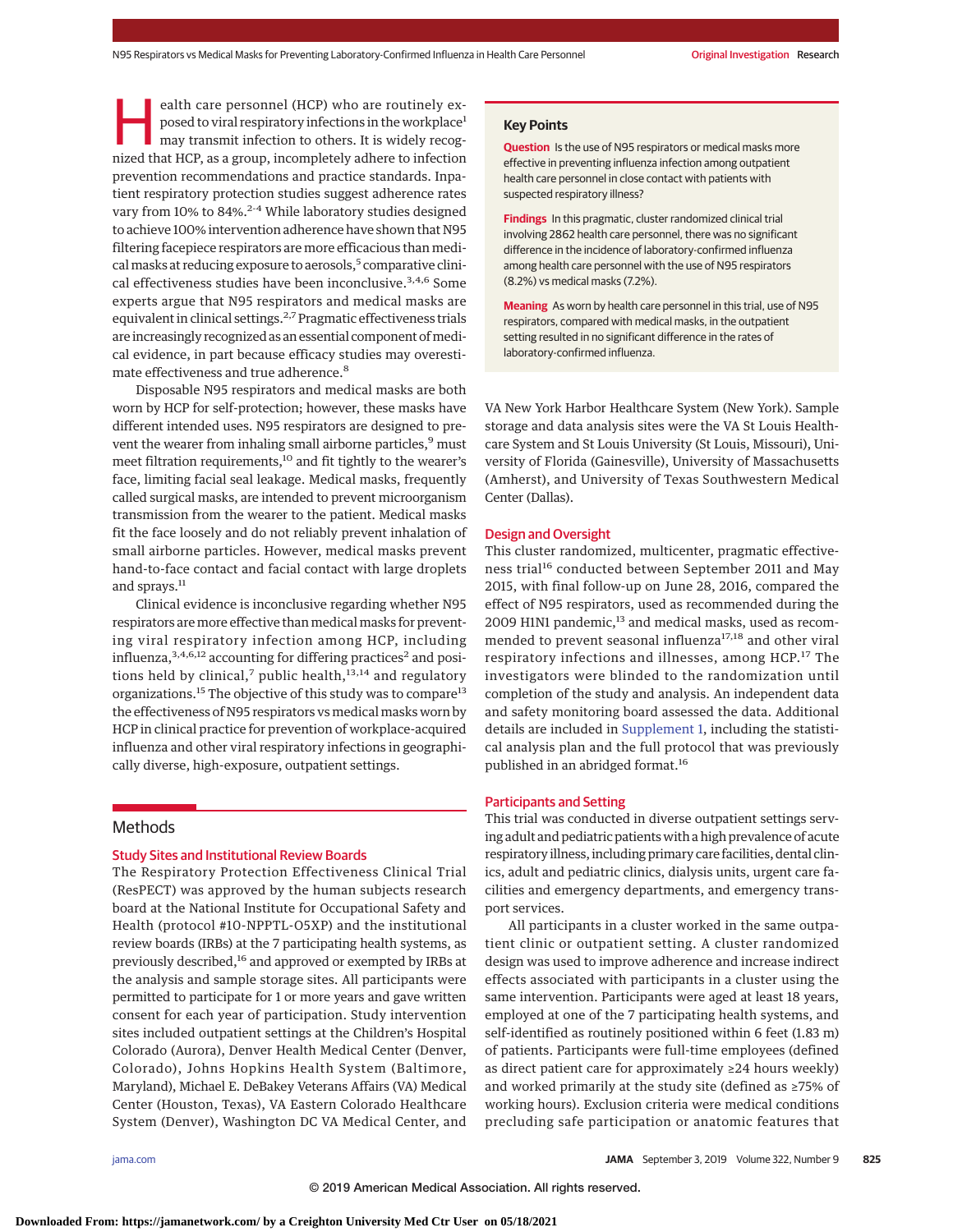Health care personnel (HCP) who are routinely exposed to viral respiratory infections in the workplace[1] may transmit infection to others. It is widely recognized that HCP, as a group, incompletely adhere to infection prevention recommendations and practice standards. Inpatient respiratory protection studies suggest adherence rates vary from 10% to 84%.[2-4] While laboratory studies designed to achieve 100% intervention adherence have shown that N95 filtering facepiece respirators are more efficacious than medical masks at reducing exposure to aerosols,[5] comparative clinical effectiveness studies have been inconclusive.[3,4,6] Some experts argue that N95 respirators and medical masks are equivalent in clinical settings.[2,7] Pragmatic effectiveness trials are increasingly recognized as an essential component of medical evidence, in part because efficacy studies may overestimate effectiveness and true adherence.[8]

Disposable N95 respirators and medical masks are both worn by HCP for self-protection; however, these masks have different intended uses. N95 respirators are designed to prevent the wearer from inhaling small airborne particles,[9] must meet filtration requirements,[10] and fit tightly to the wearer's face, limiting facial seal leakage. Medical masks, frequently called surgical masks, are intended to prevent microorganism transmission from the wearer to the patient. Medical masks fit the face loosely and do not reliably prevent inhalation of small airborne particles. However, medical masks prevent hand-to-face contact and facial contact with large droplets and sprays.[11]

Clinical evidence is inconclusive regarding whether N95 respirators are more effective than medical masks for preventing viral respiratory infection among HCP, including influenza,[3,4,6,12] accounting for differing practices[2] and positions held by clinical,[7] public health,[13,14] and regulatory organizations.[15] The objective of this study was to compare[13] the effectiveness of N95 respirators vs medical masks worn by HCP in clinical practice for prevention of workplace-acquired influenza and other viral respiratory infections in geographically diverse, high-exposure, outpatient settings.

**Key Points**

**Question** Is the use of N95 respirators or medical masks more effective in preventing influenza infection among outpatient health care personnel in close contact with patients with suspected respiratory illness?

**Findings** In this pragmatic, cluster randomized clinical trial involving 2862 health care personnel, there was no significant difference in the incidence of laboratory-confirmed influenza among health care personnel with the use of N95 respirators (8.2%) vs medical masks (7.2%).

**Meaning** As worn by health care personnel in this trial, use of N95 respirators, compared with medical masks, in the outpatient setting resulted in no significant difference in the rates of laboratory-confirmed influenza.

## Methods

### Study Sites and Institutional Review Boards

The Respiratory Protection Effectiveness Clinical Trial (ResPECT) was approved by the human subjects research board at the National Institute for Occupational Safety and Health (protocol #10-NPPTL-05XP) and the institutional review boards (IRBs) at the 7 participating health systems, as previously described,[16] and approved or exempted by IRBs at the analysis and sample storage sites. All participants were permitted to participate for 1 or more years and gave written consent for each year of participation. Study intervention sites included outpatient settings at the Children's Hospital Colorado (Aurora), Denver Health Medical Center (Denver, Colorado), Johns Hopkins Health System (Baltimore, Maryland), Michael E. DeBakey Veterans Affairs (VA) Medical Center (Houston, Texas), VA Eastern Colorado Healthcare System (Denver), Washington DC VA Medical Center, and VA New York Harbor Healthcare System (New York). Sample storage and data analysis sites were the VA St Louis Healthcare System and St Louis University (St Louis, Missouri), University of Florida (Gainesville), University of Massachusetts (Amherst), and University of Texas Southwestern Medical Center (Dallas).

### Design and Oversight

This cluster randomized, multicenter, pragmatic effectiveness trial[16] conducted between September 2011 and May 2015, with final follow-up on June 28, 2016, compared the effect of N95 respirators, used as recommended during the 2009 H1N1 pandemic,[13] and medical masks, used as recommended to prevent seasonal influenza[17,18] and other viral respiratory infections and illnesses, among HCP.[17] The investigators were blinded to the randomization until completion of the study and analysis. An independent data and safety monitoring board assessed the data. Additional details are included in Supplement 1, including the statistical analysis plan and the full protocol that was previously published in an abridged format.[16]

### Participants and Setting

This trial was conducted in diverse outpatient settings serving adult and pediatric patients with a high prevalence of acute respiratory illness, including primary care facilities, dental clinics, adult and pediatric clinics, dialysis units, urgent care facilities and emergency departments, and emergency transport services.

All participants in a cluster worked in the same outpatient clinic or outpatient setting. A cluster randomized design was used to improve adherence and increase indirect effects associated with participants in a cluster using the same intervention. Participants were aged at least 18 years, employed at one of the 7 participating health systems, and self-identified as routinely positioned within 6 feet (1.83 m) of patients. Participants were full-time employees (defined as direct patient care for approximately ≥24 hours weekly) and worked primarily at the study site (defined as ≥75% of working hours). Exclusion criteria were medical conditions precluding safe participation or anatomic features that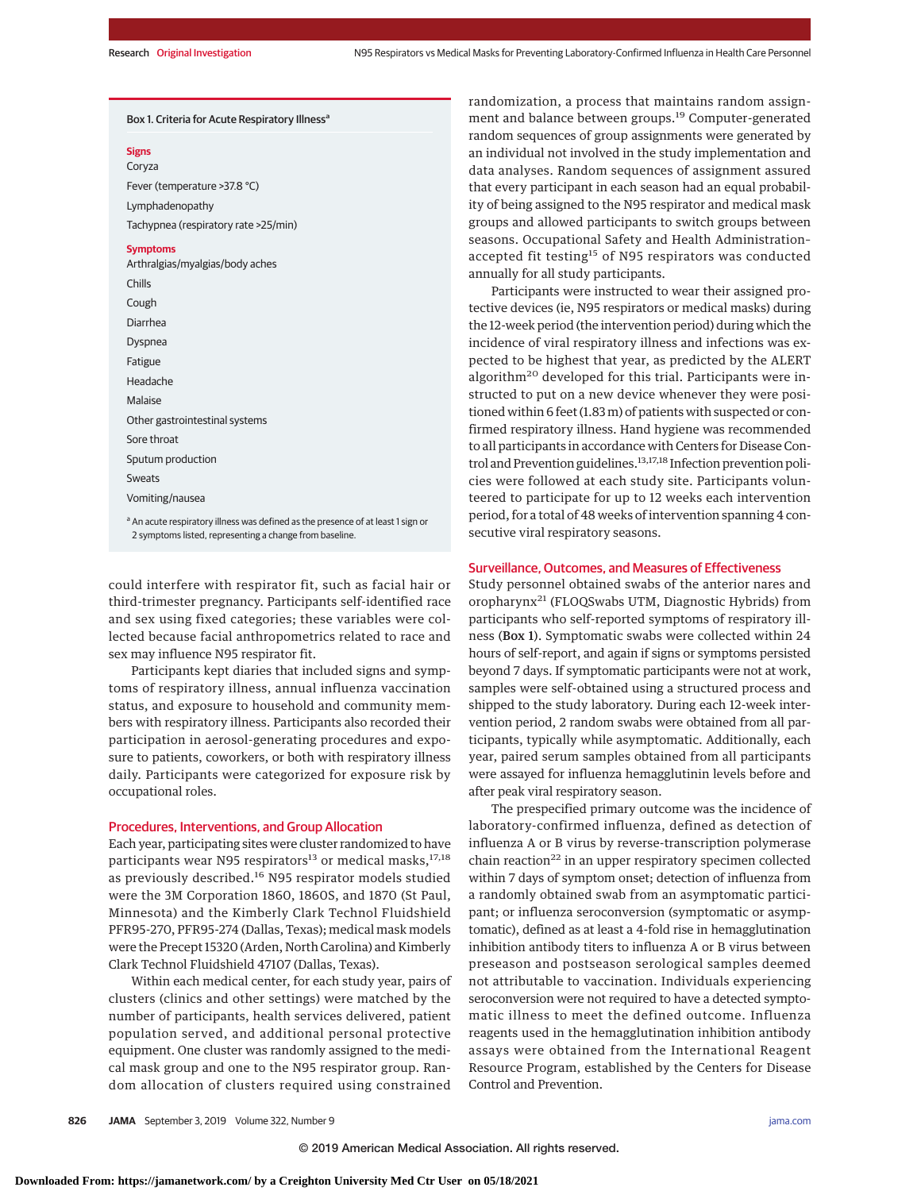**Box 1. Criteria for Acute Respiratory Illness[a]**

**Signs**

- Coryza
- Fever (temperature >37.8 °C)
- Lymphadenopathy
- Tachypnea (respiratory rate >25/min)

**Symptoms**

- Arthralgias/myalgias/body aches
- Chills
- Cough
- Diarrhea
- Dyspnea
- Fatigue
- Headache
- Malaise
- Other gastrointestinal systems
- Sore throat
- Sputum production
- Sweats
- Vomiting/nausea

[a] An acute respiratory illness was defined as the presence of at least 1 sign or 2 symptoms listed, representing a change from baseline.

could interfere with respirator fit, such as facial hair or third-trimester pregnancy. Participants self-identified race and sex using fixed categories; these variables were collected because facial anthropometrics related to race and sex may influence N95 respirator fit.

Participants kept diaries that included signs and symptoms of respiratory illness, annual influenza vaccination status, and exposure to household and community members with respiratory illness. Participants also recorded their participation in aerosol-generating procedures and exposure to patients, coworkers, or both with respiratory illness daily. Participants were categorized for exposure risk by occupational roles.

## Procedures, Interventions, and Group Allocation

Each year, participating sites were cluster randomized to have participants wear N95 respirators[13] or medical masks,[17,18] as previously described.[16] N95 respirator models studied were the 3M Corporation 1860, 1860S, and 1870 (St Paul, Minnesota) and the Kimberly Clark Technol Fluidshield PFR95-270, PFR95-274 (Dallas, Texas); medical mask models were the Precept 15320 (Arden, North Carolina) and Kimberly Clark Technol Fluidshield 47107 (Dallas, Texas).

Within each medical center, for each study year, pairs of clusters (clinics and other settings) were matched by the number of participants, health services delivered, patient population served, and additional personal protective equipment. One cluster was randomly assigned to the medical mask group and one to the N95 respirator group. Random allocation of clusters required using constrained randomization, a process that maintains random assignment and balance between groups.[19] Computer-generated random sequences of group assignments were generated by an individual not involved in the study implementation and data analyses. Random sequences of assignment assured that every participant in each season had an equal probability of being assigned to the N95 respirator and medical mask groups and allowed participants to switch groups between seasons. Occupational Safety and Health Administration–accepted fit testing[15] of N95 respirators was conducted annually for all study participants.

Participants were instructed to wear their assigned protective devices (ie, N95 respirators or medical masks) during the 12-week period (the intervention period) during which the incidence of viral respiratory illness and infections was expected to be highest that year, as predicted by the ALERT algorithm[20] developed for this trial. Participants were instructed to put on a new device whenever they were positioned within 6 feet (1.83 m) of patients with suspected or confirmed respiratory illness. Hand hygiene was recommended to all participants in accordance with Centers for Disease Control and Prevention guidelines.[13,17,18] Infection prevention policies were followed at each study site. Participants volunteered to participate for up to 12 weeks each intervention period, for a total of 48 weeks of intervention spanning 4 consecutive viral respiratory seasons.

## Surveillance, Outcomes, and Measures of Effectiveness

Study personnel obtained swabs of the anterior nares and oropharynx[21] (FLOQSwabs UTM, Diagnostic Hybrids) from participants who self-reported symptoms of respiratory illness (**Box 1**). Symptomatic swabs were collected within 24 hours of self-report, and again if signs or symptoms persisted beyond 7 days. If symptomatic participants were not at work, samples were self-obtained using a structured process and shipped to the study laboratory. During each 12-week intervention period, 2 random swabs were obtained from all participants, typically while asymptomatic. Additionally, each year, paired serum samples obtained from all participants were assayed for influenza hemagglutinin levels before and after peak viral respiratory season.

The prespecified primary outcome was the incidence of laboratory-confirmed influenza, defined as detection of influenza A or B virus by reverse-transcription polymerase chain reaction[22] in an upper respiratory specimen collected within 7 days of symptom onset; detection of influenza from a randomly obtained swab from an asymptomatic participant; or influenza seroconversion (symptomatic or asymptomatic), defined as at least a 4-fold rise in hemagglutination inhibition antibody titers to influenza A or B virus between preseason and postseason serological samples deemed not attributable to vaccination. Individuals experiencing seroconversion were not required to have a detected symptomatic illness to meet the defined outcome. Influenza reagents used in the hemagglutination inhibition antibody assays were obtained from the International Reagent Resource Program, established by the Centers for Disease Control and Prevention.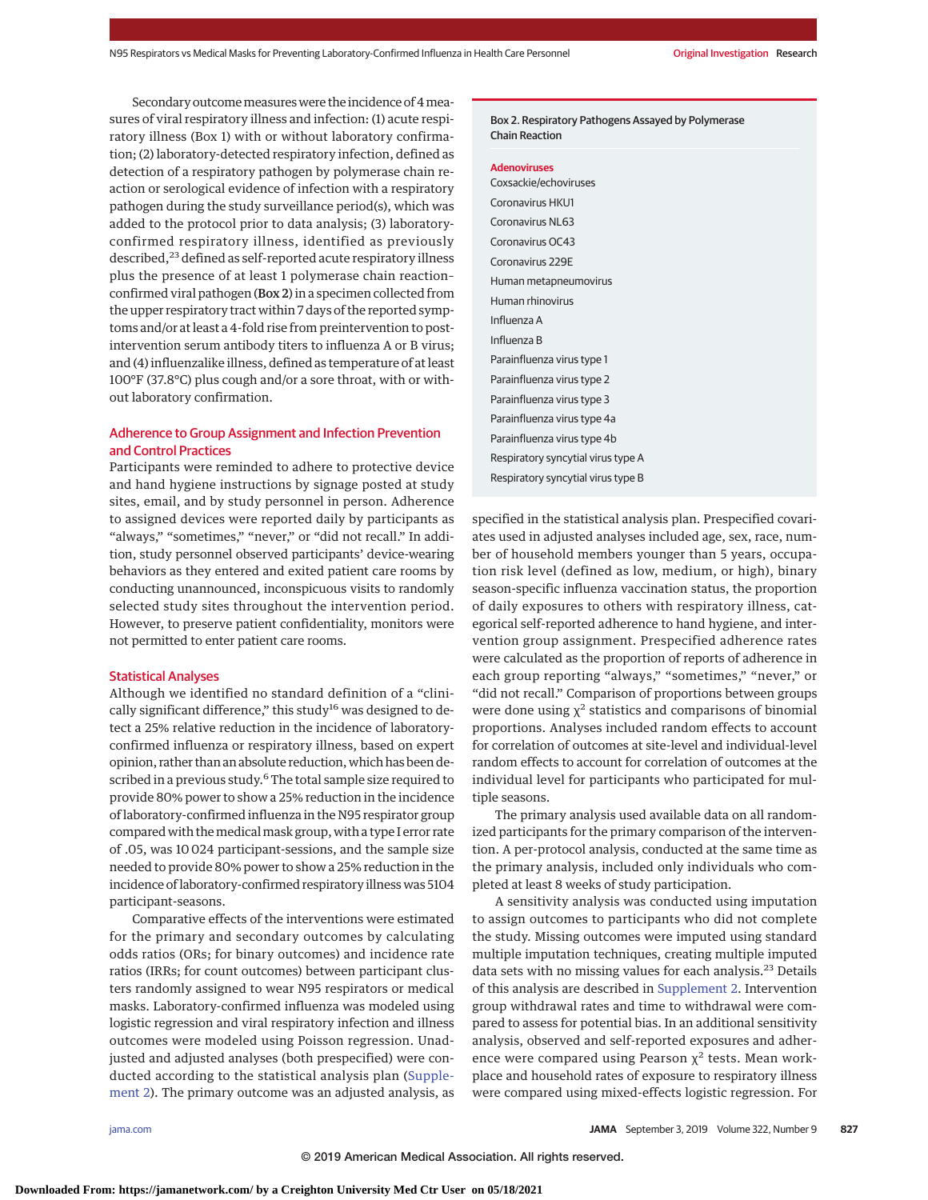Secondary outcome measures were the incidence of 4 measures of viral respiratory illness and infection: (1) acute respiratory illness (Box 1) with or without laboratory confirmation; (2) laboratory-detected respiratory infection, defined as detection of a respiratory pathogen by polymerase chain reaction or serological evidence of infection with a respiratory pathogen during the study surveillance period(s), which was added to the protocol prior to data analysis; (3) laboratory-confirmed respiratory illness, identified as previously described,[23] defined as self-reported acute respiratory illness plus the presence of at least 1 polymerase chain reaction-confirmed viral pathogen (**Box 2**) in a specimen collected from the upper respiratory tract within 7 days of the reported symptoms and/or at least a 4-fold rise from preintervention to postintervention serum antibody titers to influenza A or B virus; and (4) influenzalike illness, defined as temperature of at least 100°F (37.8°C) plus cough and/or a sore throat, with or without laboratory confirmation.

### Adherence to Group Assignment and Infection Prevention and Control Practices

Participants were reminded to adhere to protective device and hand hygiene instructions by signage posted at study sites, email, and by study personnel in person. Adherence to assigned devices were reported daily by participants as "always," "sometimes," "never," or "did not recall." In addition, study personnel observed participants' device-wearing behaviors as they entered and exited patient care rooms by conducting unannounced, inconspicuous visits to randomly selected study sites throughout the intervention period. However, to preserve patient confidentiality, monitors were not permitted to enter patient care rooms.

### Statistical Analyses

Although we identified no standard definition of a "clinically significant difference," this study[16] was designed to detect a 25% relative reduction in the incidence of laboratory-confirmed influenza or respiratory illness, based on expert opinion, rather than an absolute reduction, which has been described in a previous study.[6] The total sample size required to provide 80% power to show a 25% reduction in the incidence of laboratory-confirmed influenza in the N95 respirator group compared with the medical mask group, with a type I error rate of .05, was 10 024 participant-sessions, and the sample size needed to provide 80% power to show a 25% reduction in the incidence of laboratory-confirmed respiratory illness was 5104 participant-seasons.

Comparative effects of the interventions were estimated for the primary and secondary outcomes by calculating odds ratios (ORs; for binary outcomes) and incidence rate ratios (IRRs; for count outcomes) between participant clusters randomly assigned to wear N95 respirators or medical masks. Laboratory-confirmed influenza was modeled using logistic regression and viral respiratory infection and illness outcomes were modeled using Poisson regression. Unadjusted and adjusted analyses (both prespecified) were conducted according to the statistical analysis plan (Supplement 2). The primary outcome was an adjusted analysis, as specified in the statistical analysis plan. Prespecified covariates used in adjusted analyses included age, sex, race, number of household members younger than 5 years, occupation risk level (defined as low, medium, or high), binary season-specific influenza vaccination status, the proportion of daily exposures to others with respiratory illness, categorical self-reported adherence to hand hygiene, and intervention group assignment. Prespecified adherence rates were calculated as the proportion of reports of adherence in each group reporting "always," "sometimes," "never," or "did not recall." Comparison of proportions between groups were done using $\chi^2$ statistics and comparisons of binomial proportions. Analyses included random effects to account for correlation of outcomes at site-level and individual-level random effects to account for correlation of outcomes at the individual level for participants who participated for multiple seasons.

The primary analysis used available data on all randomized participants for the primary comparison of the intervention. A per-protocol analysis, conducted at the same time as the primary analysis, included only individuals who completed at least 8 weeks of study participation.

A sensitivity analysis was conducted using imputation to assign outcomes to participants who did not complete the study. Missing outcomes were imputed using standard multiple imputation techniques, creating multiple imputed data sets with no missing values for each analysis.[23] Details of this analysis are described in Supplement 2. Intervention group withdrawal rates and time to withdrawal were compared to assess for potential bias. In an additional sensitivity analysis, observed and self-reported exposures and adherence were compared using Pearson $\chi^2$ tests. Mean workplace and household rates of exposure to respiratory illness were compared using mixed-effects logistic regression. For

**Box 2. Respiratory Pathogens Assayed by Polymerase Chain Reaction**

**Adenoviruses**
- Coxsackie/echoviruses
- Coronavirus HKU1
- Coronavirus NL63
- Coronavirus OC43
- Coronavirus 229E
- Human metapneumovirus
- Human rhinovirus
- Influenza A
- Influenza B
- Parainfluenza virus type 1
- Parainfluenza virus type 2
- Parainfluenza virus type 3
- Parainfluenza virus type 4a
- Parainfluenza virus type 4b
- Respiratory syncytial virus type A
- Respiratory syncytial virus type B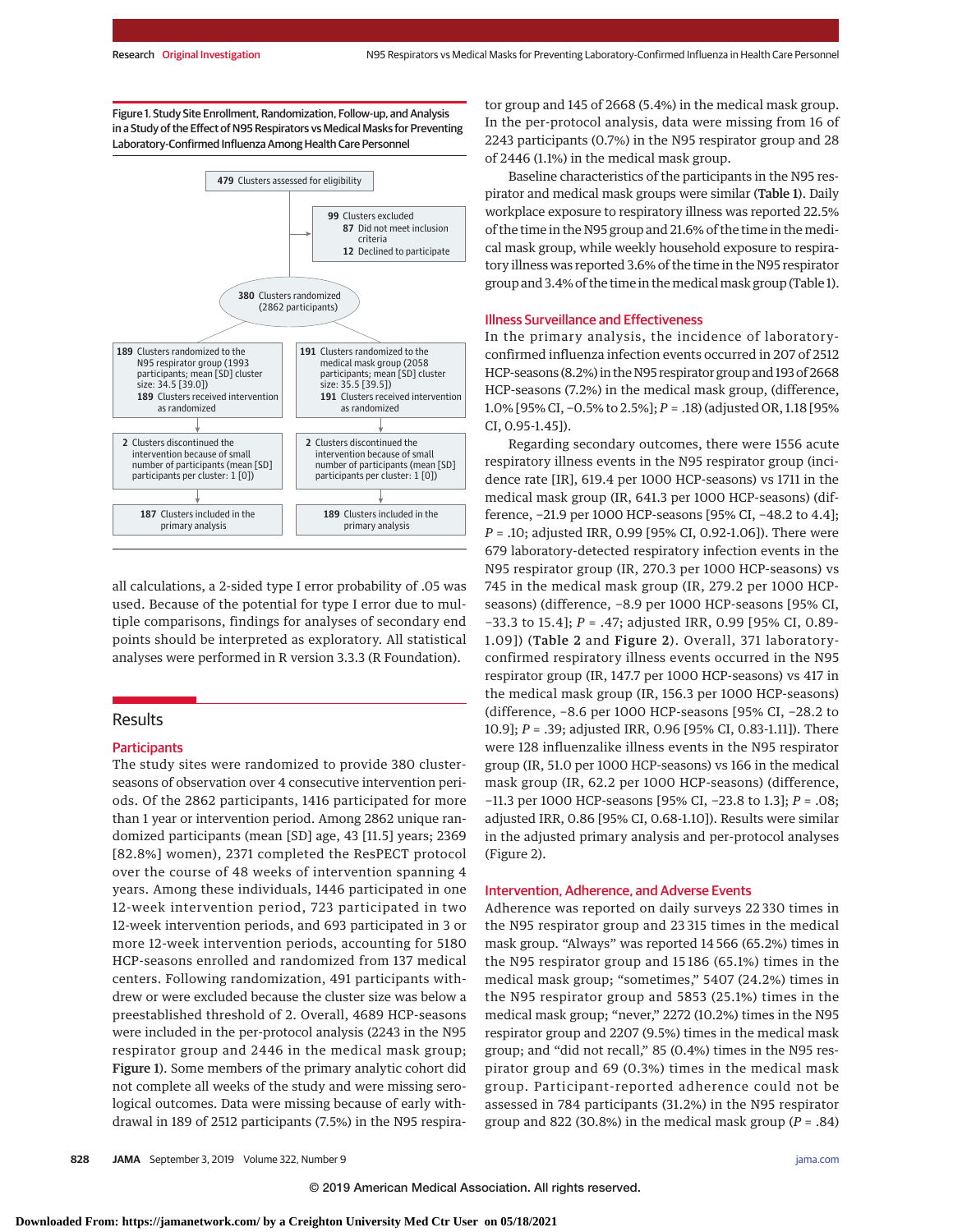Figure 1. Study Site Enrollment, Randomization, Follow-up, and Analysis in a Study of the Effect of N95 Respirators vs Medical Masks for Preventing Laboratory-Confirmed Influenza Among Health Care Personnel

479 Clusters assessed for eligibility

99 Clusters excluded
87 Did not meet inclusion criteria
12 Declined to participate

380 Clusters randomized (2862 participants)

189 Clusters randomized to the N95 respirator group (1993 participants; mean [SD] cluster size: 34.5 [39.0])
189 Clusters received intervention as randomized

191 Clusters randomized to the medical mask group (2058 participants; mean [SD] cluster size: 35.5 [39.5])
191 Clusters received intervention as randomized

2 Clusters discontinued the intervention because of small number of participants (mean [SD] participants per cluster: 1 [0])

2 Clusters discontinued the intervention because of small number of participants (mean [SD] participants per cluster: 1 [0])

187 Clusters included in the primary analysis

189 Clusters included in the primary analysis

all calculations, a 2-sided type I error probability of .05 was used. Because of the potential for type I error due to multiple comparisons, findings for analyses of secondary end points should be interpreted as exploratory. All statistical analyses were performed in R version 3.3.3 (R Foundation).

## Results

### Participants

The study sites were randomized to provide 380 cluster-seasons of observation over 4 consecutive intervention periods. Of the 2862 participants, 1416 participated for more than 1 year or intervention period. Among 2862 unique randomized participants (mean [SD] age, 43 [11.5] years; 2369 [82.8%] women), 2371 completed the ResPECT protocol over the course of 48 weeks of intervention spanning 4 years. Among these individuals, 1446 participated in one 12-week intervention period, 723 participated in two 12-week intervention periods, and 693 participated in 3 or more 12-week intervention periods, accounting for 5180 HCP-seasons enrolled and randomized from 137 medical centers. Following randomization, 491 participants withdrew or were excluded because the cluster size was below a preestablished threshold of 2. Overall, 4689 HCP-seasons were included in the per-protocol analysis (2243 in the N95 respirator group and 2446 in the medical mask group; **Figure 1**). Some members of the primary analytic cohort did not complete all weeks of the study and were missing serological outcomes. Data were missing because of early withdrawal in 189 of 2512 participants (7.5%) in the N95 respirator group and 145 of 2668 (5.4%) in the medical mask group. In the per-protocol analysis, data were missing from 16 of 2243 participants (0.7%) in the N95 respirator group and 28 of 2446 (1.1%) in the medical mask group.

Baseline characteristics of the participants in the N95 respirator and medical mask groups were similar (**Table 1**). Daily workplace exposure to respiratory illness was reported 22.5% of the time in the N95 group and 21.6% of the time in the medical mask group, while weekly household exposure to respiratory illness was reported 3.6% of the time in the N95 respirator group and 3.4% of the time in the medical mask group (Table 1).

### Illness Surveillance and Effectiveness

In the primary analysis, the incidence of laboratory-confirmed influenza infection events occurred in 207 of 2512 HCP-seasons (8.2%) in the N95 respirator group and 193 of 2668 HCP-seasons (7.2%) in the medical mask group, (difference, 1.0% [95% CI, −0.5% to 2.5%]; *P* = .18) (adjusted OR, 1.18 [95% CI, 0.95-1.45]).

Regarding secondary outcomes, there were 1556 acute respiratory illness events in the N95 respirator group (incidence rate [IR], 619.4 per 1000 HCP-seasons) vs 1711 in the medical mask group (IR, 641.3 per 1000 HCP-seasons) (difference, −21.9 per 1000 HCP-seasons [95% CI, −48.2 to 4.4]; *P* = .10; adjusted IRR, 0.99 [95% CI, 0.92-1.06]). There were 679 laboratory-detected respiratory infection events in the N95 respirator group (IR, 270.3 per 1000 HCP-seasons) vs 745 in the medical mask group (IR, 279.2 per 1000 HCP-seasons) (difference, −8.9 per 1000 HCP-seasons [95% CI, −33.3 to 15.4]; *P* = .47; adjusted IRR, 0.99 [95% CI, 0.89-1.09]) (**Table 2** and **Figure 2**). Overall, 371 laboratory-confirmed respiratory illness events occurred in the N95 respirator group (IR, 147.7 per 1000 HCP-seasons) vs 417 in the medical mask group (IR, 156.3 per 1000 HCP-seasons) (difference, −8.6 per 1000 HCP-seasons [95% CI, −28.2 to 10.9]; *P* = .39; adjusted IRR, 0.96 [95% CI, 0.83-1.11]). There were 128 influenzalike illness events in the N95 respirator group (IR, 51.0 per 1000 HCP-seasons) vs 166 in the medical mask group (IR, 62.2 per 1000 HCP-seasons) (difference, −11.3 per 1000 HCP-seasons [95% CI, −23.8 to 1.3]; *P* = .08; adjusted IRR, 0.86 [95% CI, 0.68-1.10]). Results were similar in the adjusted primary analysis and per-protocol analyses (Figure 2).

### Intervention, Adherence, and Adverse Events

Adherence was reported on daily surveys 22 330 times in the N95 respirator group and 23 315 times in the medical mask group. "Always" was reported 14 566 (65.2%) times in the N95 respirator group and 15 186 (65.1%) times in the medical mask group; "sometimes," 5407 (24.2%) times in the N95 respirator group and 5853 (25.1%) times in the medical mask group; "never," 2272 (10.2%) times in the N95 respirator group and 2207 (9.5%) times in the medical mask group; and "did not recall," 85 (0.4%) times in the N95 respirator group and 69 (0.3%) times in the medical mask group. Participant-reported adherence could not be assessed in 784 participants (31.2%) in the N95 respirator group and 822 (30.8%) in the medical mask group (*P* = .84)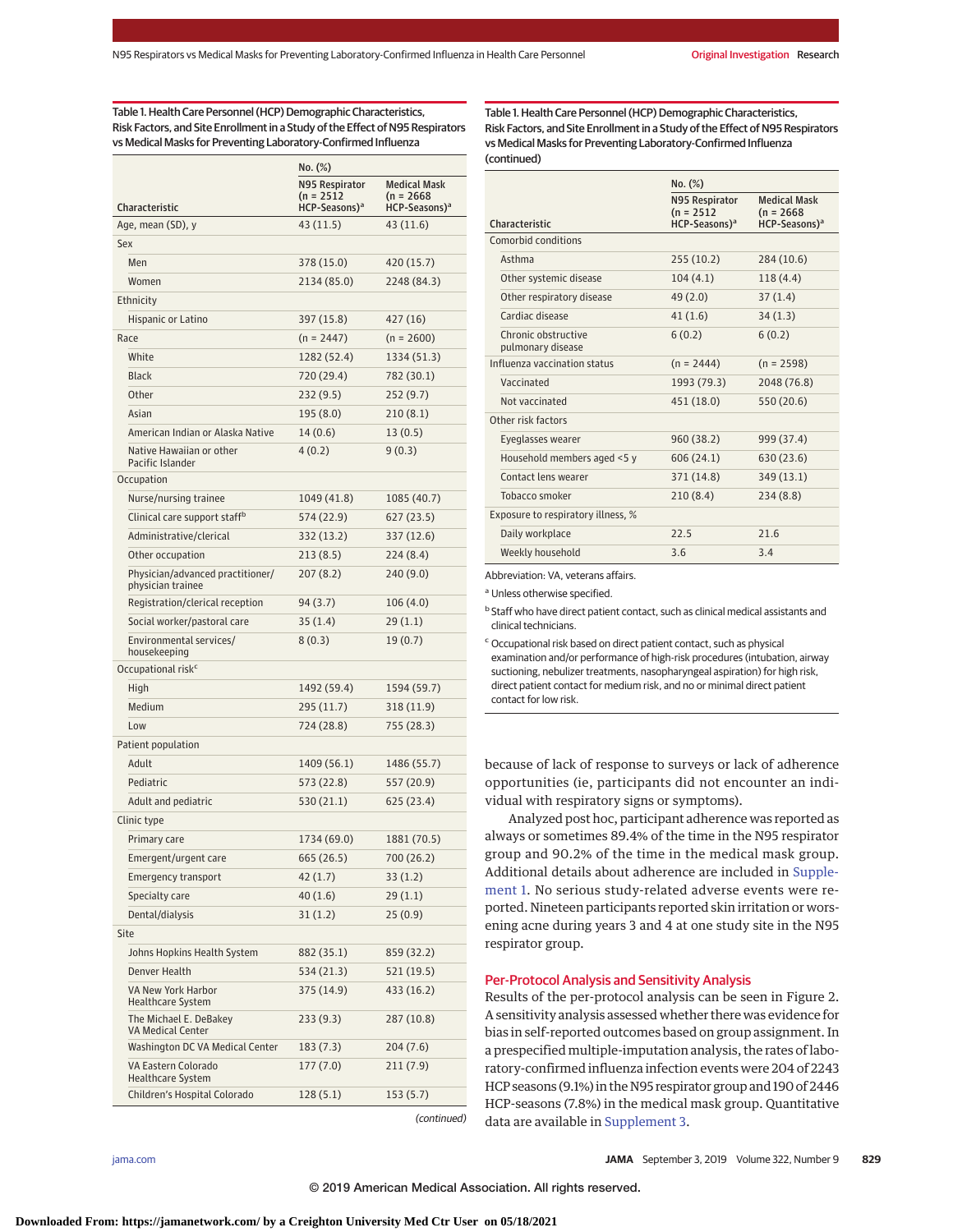Table 1. Health Care Personnel (HCP) Demographic Characteristics, Risk Factors, and Site Enrollment in a Study of the Effect of N95 Respirators vs Medical Masks for Preventing Laboratory-Confirmed Influenza

| Characteristic | No. (%) | |
|---|---|---|
| | N95 Respirator (n = 2512 HCP-Seasons)[a] | Medical Mask (n = 2668 HCP-Seasons)[a] |
| Age, mean (SD), y | 43 (11.5) | 43 (11.6) |
| Sex | | |
| Men | 378 (15.0) | 420 (15.7) |
| Women | 2134 (85.0) | 2248 (84.3) |
| Ethnicity | | |
| Hispanic or Latino | 397 (15.8) | 427 (16) |
| Race | (n = 2447) | (n = 2600) |
| White | 1282 (52.4) | 1334 (51.3) |
| Black | 720 (29.4) | 782 (30.1) |
| Other | 232 (9.5) | 252 (9.7) |
| Asian | 195 (8.0) | 210 (8.1) |
| American Indian or Alaska Native | 14 (0.6) | 13 (0.5) |
| Native Hawaiian or other Pacific Islander | 4 (0.2) | 9 (0.3) |
| Occupation | | |
| Nurse/nursing trainee | 1049 (41.8) | 1085 (40.7) |
| Clinical care support staff[b] | 574 (22.9) | 627 (23.5) |
| Administrative/clerical | 332 (13.2) | 337 (12.6) |
| Other occupation | 213 (8.5) | 224 (8.4) |
| Physician/advanced practitioner/physician trainee | 207 (8.2) | 240 (9.0) |
| Registration/clerical reception | 94 (3.7) | 106 (4.0) |
| Social worker/pastoral care | 35 (1.4) | 29 (1.1) |
| Environmental services/housekeeping | 8 (0.3) | 19 (0.7) |
| Occupational risk[c] | | |
| High | 1492 (59.4) | 1594 (59.7) |
| Medium | 295 (11.7) | 318 (11.9) |
| Low | 724 (28.8) | 755 (28.3) |
| Patient population | | |
| Adult | 1409 (56.1) | 1486 (55.7) |
| Pediatric | 573 (22.8) | 557 (20.9) |
| Adult and pediatric | 530 (21.1) | 625 (23.4) |
| Clinic type | | |
| Primary care | 1734 (69.0) | 1881 (70.5) |
| Emergent/urgent care | 665 (26.5) | 700 (26.2) |
| Emergency transport | 42 (1.7) | 33 (1.2) |
| Specialty care | 40 (1.6) | 29 (1.1) |
| Dental/dialysis | 31 (1.2) | 25 (0.9) |
| Site | | |
| Johns Hopkins Health System | 882 (35.1) | 859 (32.2) |
| Denver Health | 534 (21.3) | 521 (19.5) |
| VA New York Harbor Healthcare System | 375 (14.9) | 433 (16.2) |
| The Michael E. DeBakey VA Medical Center | 233 (9.3) | 287 (10.8) |
| Washington DC VA Medical Center | 183 (7.3) | 204 (7.6) |
| VA Eastern Colorado Healthcare System | 177 (7.0) | 211 (7.9) |
| Children's Hospital Colorado | 128 (5.1) | 153 (5.7) |
| Comorbid conditions | | |
| Asthma | 255 (10.2) | 284 (10.6) |
| Other systemic disease | 104 (4.1) | 118 (4.4) |
| Other respiratory disease | 49 (2.0) | 37 (1.4) |
| Cardiac disease | 41 (1.6) | 34 (1.3) |
| Chronic obstructive pulmonary disease | 6 (0.2) | 6 (0.2) |
| Influenza vaccination status | (n = 2444) | (n = 2598) |
| Vaccinated | 1993 (79.3) | 2048 (76.8) |
| Not vaccinated | 451 (18.0) | 550 (20.6) |
| Other risk factors | | |
| Eyeglasses wearer | 960 (38.2) | 999 (37.4) |
| Household members aged <5 y | 606 (24.1) | 630 (23.6) |
| Contact lens wearer | 371 (14.8) | 349 (13.1) |
| Tobacco smoker | 210 (8.4) | 234 (8.8) |
| Exposure to respiratory illness, % | | |
| Daily workplace | 22.5 | 21.6 |
| Weekly household | 3.6 | 3.4 |

Abbreviation: VA, veterans affairs.

[a] Unless otherwise specified.

[b] Staff who have direct patient contact, such as clinical medical assistants and clinical technicians.

[c] Occupational risk based on direct patient contact, such as physical examination and/or performance of high-risk procedures (intubation, airway suctioning, nebulizer treatments, nasopharyngeal aspiration) for high risk, direct patient contact for medium risk, and no or minimal direct patient contact for low risk.

because of lack of response to surveys or lack of adherence opportunities (ie, participants did not encounter an individual with respiratory signs or symptoms).

Analyzed post hoc, participant adherence was reported as always or sometimes 89.4% of the time in the N95 respirator group and 90.2% of the time in the medical mask group. Additional details about adherence are included in Supplement 1. No serious study-related adverse events were reported. Nineteen participants reported skin irritation or worsening acne during years 3 and 4 at one study site in the N95 respirator group.

## Per-Protocol Analysis and Sensitivity Analysis

Results of the per-protocol analysis can be seen in Figure 2. A sensitivity analysis assessed whether there was evidence for bias in self-reported outcomes based on group assignment. In a prespecified multiple-imputation analysis, the rates of laboratory-confirmed influenza infection events were 204 of 2243 HCP seasons (9.1%) in the N95 respirator group and 190 of 2446 HCP-seasons (7.8%) in the medical mask group. Quantitative data are available in Supplement 3.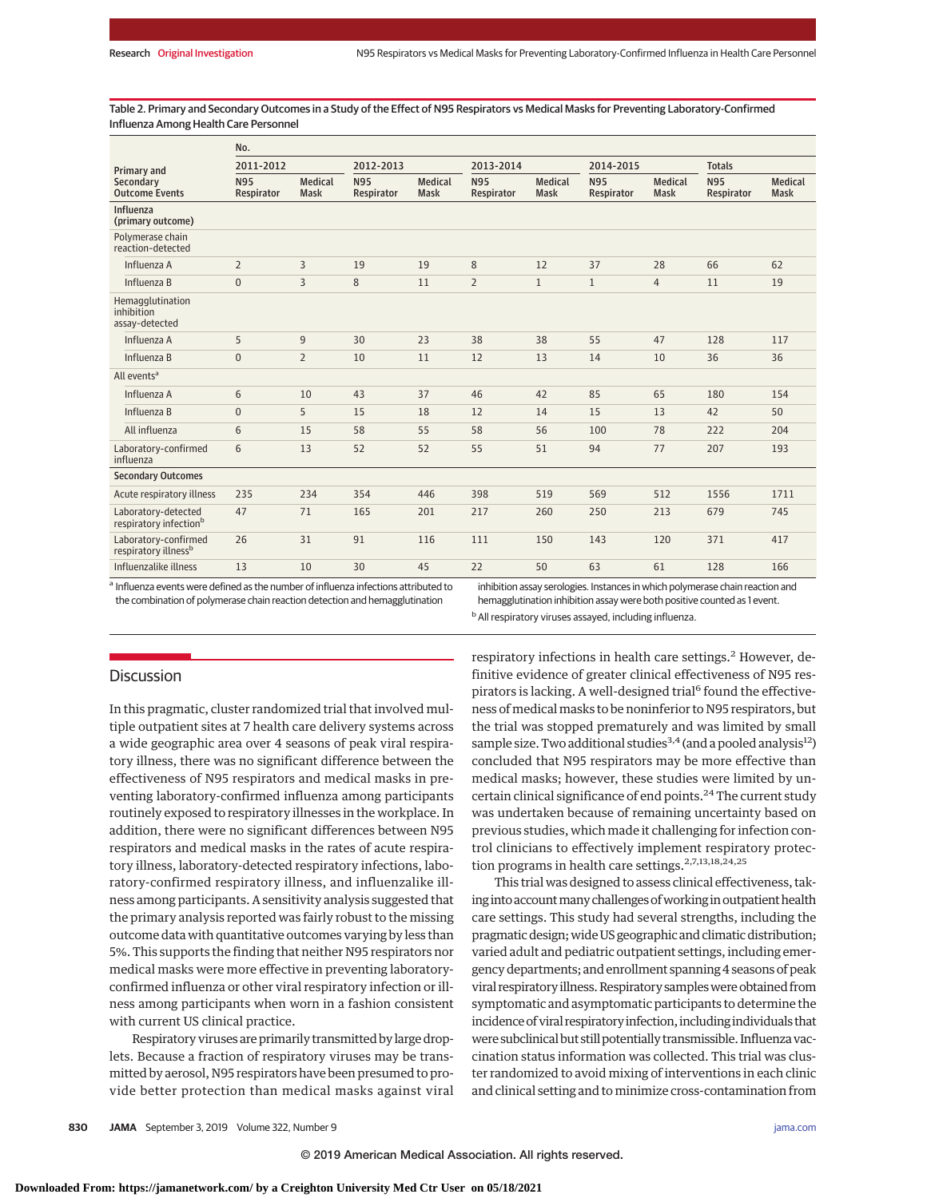Table 2. Primary and Secondary Outcomes in a Study of the Effect of N95 Respirators vs Medical Masks for Preventing Laboratory-Confirmed Influenza Among Health Care Personnel

| Primary and Secondary Outcome Events | No. | | | | | | | | | |
|---|---|---|---|---|---|---|---|---|---|---|
| | 2011-2012 | | 2012-2013 | | 2013-2014 | | 2014-2015 | | Totals | |
| | N95 Respirator | Medical Mask | N95 Respirator | Medical Mask | N95 Respirator | Medical Mask | N95 Respirator | Medical Mask | N95 Respirator | Medical Mask |
| **Influenza (primary outcome)** | | | | | | | | | | |
| Polymerase chain reaction-detected | | | | | | | | | | |
| Influenza A | 2 | 3 | 19 | 19 | 8 | 12 | 37 | 28 | 66 | 62 |
| Influenza B | 0 | 3 | 8 | 11 | 2 | 1 | 1 | 4 | 11 | 19 |
| Hemagglutination inhibition assay-detected | | | | | | | | | | |
| Influenza A | 5 | 9 | 30 | 23 | 38 | 38 | 55 | 47 | 128 | 117 |
| Influenza B | 0 | 2 | 10 | 11 | 12 | 13 | 14 | 10 | 36 | 36 |
| All events[a] | | | | | | | | | | |
| Influenza A | 6 | 10 | 43 | 37 | 46 | 42 | 85 | 65 | 180 | 154 |
| Influenza B | 0 | 5 | 15 | 18 | 12 | 14 | 15 | 13 | 42 | 50 |
| All influenza | 6 | 15 | 58 | 55 | 58 | 56 | 100 | 78 | 222 | 204 |
| Laboratory-confirmed influenza | 6 | 13 | 52 | 52 | 55 | 51 | 94 | 77 | 207 | 193 |
| **Secondary Outcomes** | | | | | | | | | | |
| Acute respiratory illness | 235 | 234 | 354 | 446 | 398 | 519 | 569 | 512 | 1556 | 1711 |
| Laboratory-detected respiratory infection[b] | 47 | 71 | 165 | 201 | 217 | 260 | 250 | 213 | 679 | 745 |
| Laboratory-confirmed respiratory illness[b] | 26 | 31 | 91 | 116 | 111 | 150 | 143 | 120 | 371 | 417 |
| Influenzalike illness | 13 | 10 | 30 | 45 | 22 | 50 | 63 | 61 | 128 | 166 |

[a] Influenza events were defined as the number of influenza infections attributed to the combination of polymerase chain reaction detection and hemagglutination inhibition assay serologies. Instances in which polymerase chain reaction and hemagglutination inhibition assay were both positive counted as 1 event.

[b] All respiratory viruses assayed, including influenza.

## Discussion

In this pragmatic, cluster randomized trial that involved multiple outpatient sites at 7 health care delivery systems across a wide geographic area over 4 seasons of peak viral respiratory illness, there was no significant difference between the effectiveness of N95 respirators and medical masks in preventing laboratory-confirmed influenza among participants routinely exposed to respiratory illnesses in the workplace. In addition, there were no significant differences between N95 respirators and medical masks in the rates of acute respiratory illness, laboratory-detected respiratory infections, laboratory-confirmed respiratory illness, and influenzalike illness among participants. A sensitivity analysis suggested that the primary analysis reported was fairly robust to the missing outcome data with quantitative outcomes varying by less than 5%. This supports the finding that neither N95 respirators nor medical masks were more effective in preventing laboratory-confirmed influenza or other viral respiratory infection or illness among participants when worn in a fashion consistent with current US clinical practice.

Respiratory viruses are primarily transmitted by large droplets. Because a fraction of respiratory viruses may be transmitted by aerosol, N95 respirators have been presumed to provide better protection than medical masks against viral respiratory infections in health care settings.[2] However, definitive evidence of greater clinical effectiveness of N95 respirators is lacking. A well-designed trial[6] found the effectiveness of medical masks to be noninferior to N95 respirators, but the trial was stopped prematurely and was limited by small sample size. Two additional studies[3,4] (and a pooled analysis[12]) concluded that N95 respirators may be more effective than medical masks; however, these studies were limited by uncertain clinical significance of end points.[24] The current study was undertaken because of remaining uncertainty based on previous studies, which made it challenging for infection control clinicians to effectively implement respiratory protection programs in health care settings.[2,7,13,18,24,25]

This trial was designed to assess clinical effectiveness, taking into account many challenges of working in outpatient health care settings. This study had several strengths, including the pragmatic design; wide US geographic and climatic distribution; varied adult and pediatric outpatient settings, including emergency departments; and enrollment spanning 4 seasons of peak viral respiratory illness. Respiratory samples were obtained from symptomatic and asymptomatic participants to determine the incidence of viral respiratory infection, including individuals that were subclinical but still potentially transmissible. Influenza vaccination status information was collected. This trial was cluster randomized to avoid mixing of interventions in each clinic and clinical setting and to minimize cross-contamination from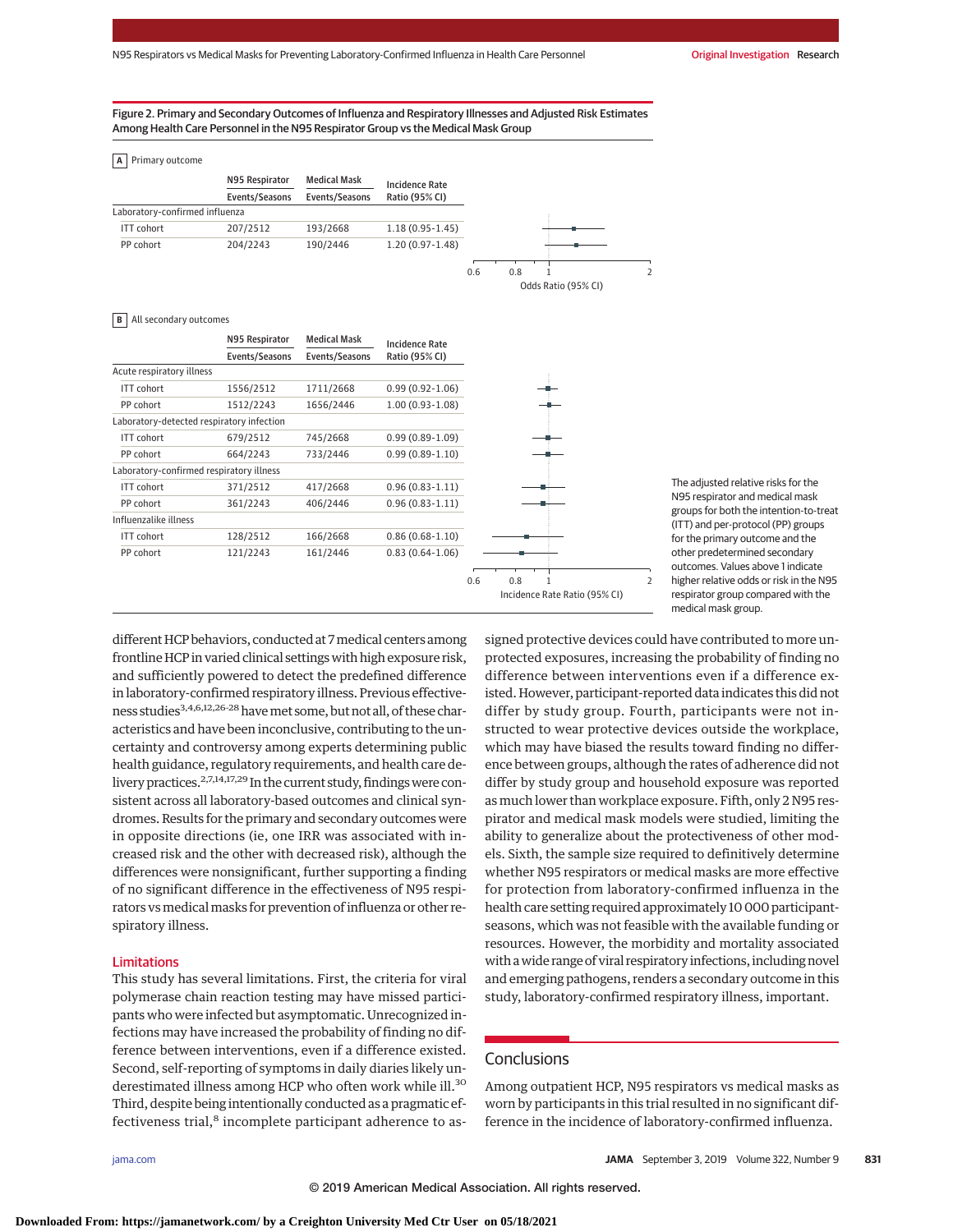Figure 2. Primary and Secondary Outcomes of Influenza and Respiratory Illnesses and Adjusted Risk Estimates Among Health Care Personnel in the N95 Respirator Group vs the Medical Mask Group

**A** Primary outcome

| | N95 Respirator Events/Seasons | Medical Mask Events/Seasons | Incidence Rate Ratio (95% CI) |
|---|---|---|---|
| Laboratory-confirmed influenza | | | |
| ITT cohort | 207/2512 | 193/2668 | 1.18 (0.95-1.45) |
| PP cohort | 204/2243 | 190/2446 | 1.20 (0.97-1.48) |

Odds Ratio (95% CI)

**B** All secondary outcomes

| | N95 Respirator Events/Seasons | Medical Mask Events/Seasons | Incidence Rate Ratio (95% CI) |
|---|---|---|---|
| Acute respiratory illness | | | |
| ITT cohort | 1556/2512 | 1711/2668 | 0.99 (0.92-1.06) |
| PP cohort | 1512/2243 | 1656/2446 | 1.00 (0.93-1.08) |
| Laboratory-detected respiratory infection | | | |
| ITT cohort | 679/2512 | 745/2668 | 0.99 (0.89-1.09) |
| PP cohort | 664/2243 | 733/2446 | 0.99 (0.89-1.10) |
| Laboratory-confirmed respiratory illness | | | |
| ITT cohort | 371/2512 | 417/2668 | 0.96 (0.83-1.11) |
| PP cohort | 361/2243 | 406/2446 | 0.96 (0.83-1.11) |
| Influenzalike illness | | | |
| ITT cohort | 128/2512 | 166/2668 | 0.86 (0.68-1.10) |
| PP cohort | 121/2243 | 161/2446 | 0.83 (0.64-1.06) |

Incidence Rate Ratio (95% CI)

The adjusted relative risks for the N95 respirator and medical mask groups for both the intention-to-treat (ITT) and per-protocol (PP) groups for the primary outcome and the other predetermined secondary outcomes. Values above 1 indicate higher relative odds or risk in the N95 respirator group compared with the medical mask group.

different HCP behaviors, conducted at 7 medical centers among frontline HCP in varied clinical settings with high exposure risk, and sufficiently powered to detect the predefined difference in laboratory-confirmed respiratory illness. Previous effectiveness studies[3,4,6,12,26-28] have met some, but not all, of these characteristics and have been inconclusive, contributing to the uncertainty and controversy among experts determining public health guidance, regulatory requirements, and health care delivery practices.[2,7,14,17,29] In the current study, findings were consistent across all laboratory-based outcomes and clinical syndromes. Results for the primary and secondary outcomes were in opposite directions (ie, one IRR was associated with increased risk and the other with decreased risk), although the differences were nonsignificant, further supporting a finding of no significant difference in the effectiveness of N95 respirators vs medical masks for prevention of influenza or other respiratory illness.

## Limitations

This study has several limitations. First, the criteria for viral polymerase chain reaction testing may have missed participants who were infected but asymptomatic. Unrecognized infections may have increased the probability of finding no difference between interventions, even if a difference existed. Second, self-reporting of symptoms in daily diaries likely underestimated illness among HCP who often work while ill.[30] Third, despite being intentionally conducted as a pragmatic effectiveness trial,[8] incomplete participant adherence to assigned protective devices could have contributed to more unprotected exposures, increasing the probability of finding no difference between interventions even if a difference existed. However, participant-reported data indicates this did not differ by study group. Fourth, participants were not instructed to wear protective devices outside the workplace, which may have biased the results toward finding no difference between groups, although the rates of adherence did not differ by study group and household exposure was reported as much lower than workplace exposure. Fifth, only 2 N95 respirator and medical mask models were studied, limiting the ability to generalize about the protectiveness of other models. Sixth, the sample size required to definitively determine whether N95 respirators or medical masks are more effective for protection from laboratory-confirmed influenza in the health care setting required approximately 10 000 participant-seasons, which was not feasible with the available funding or resources. However, the morbidity and mortality associated with a wide range of viral respiratory infections, including novel and emerging pathogens, renders a secondary outcome in this study, laboratory-confirmed respiratory illness, important.

## Conclusions

Among outpatient HCP, N95 respirators vs medical masks as worn by participants in this trial resulted in no significant difference in the incidence of laboratory-confirmed influenza.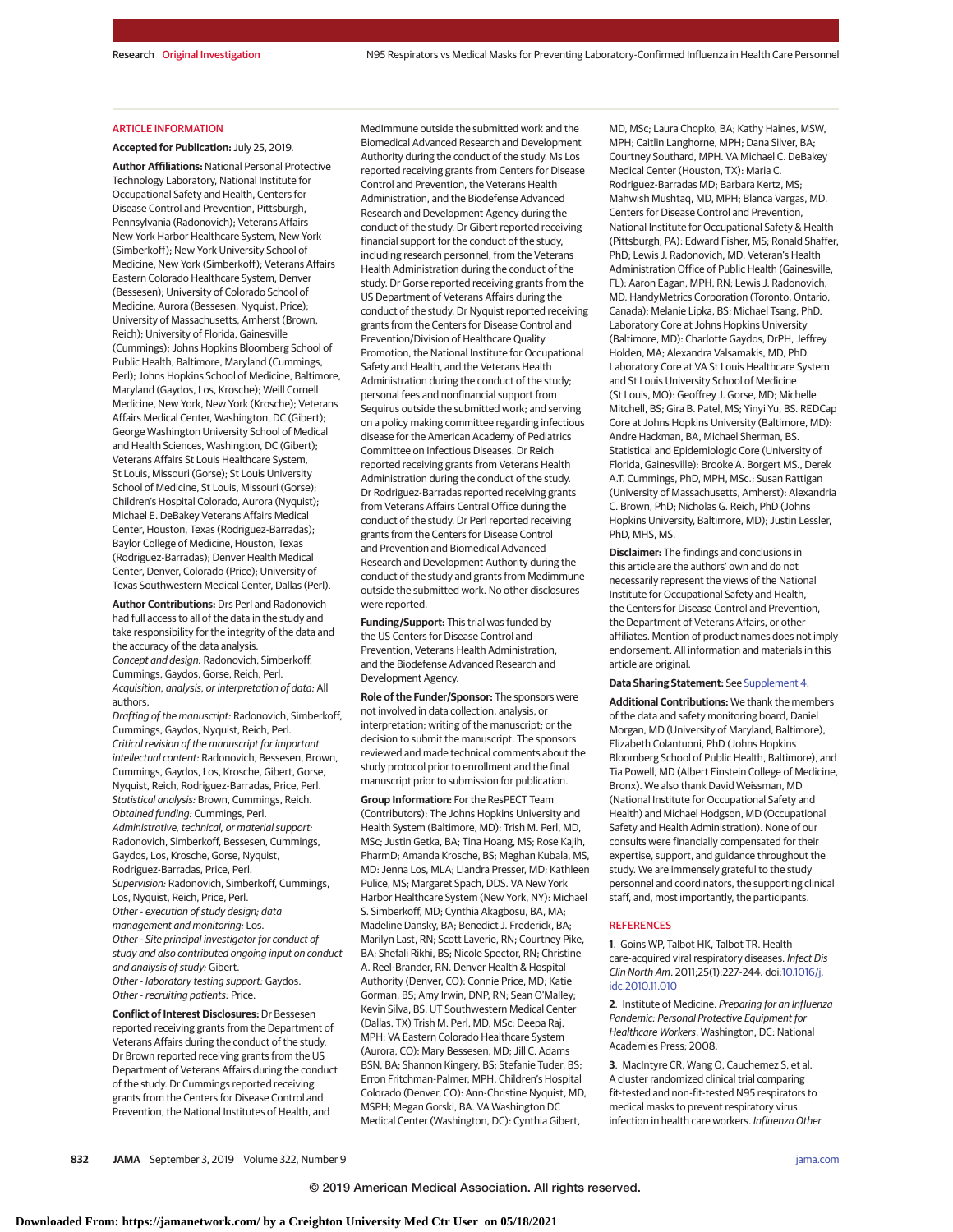## ARTICLE INFORMATION

**Accepted for Publication:** July 25, 2019.

**Author Affiliations:** National Personal Protective Technology Laboratory, National Institute for Occupational Safety and Health, Centers for Disease Control and Prevention, Pittsburgh, Pennsylvania (Radonovich); Veterans Affairs New York Harbor Healthcare System, New York (Simberkoff); New York University School of Medicine, New York (Simberkoff); Veterans Affairs Eastern Colorado Healthcare System, Denver (Bessesen); University of Colorado School of Medicine, Aurora (Bessesen, Nyquist, Price); University of Massachusetts, Amherst (Brown, Reich); University of Florida, Gainesville (Cummings); Johns Hopkins Bloomberg School of Public Health, Baltimore, Maryland (Cummings, Perl); Johns Hopkins School of Medicine, Baltimore, Maryland (Gaydos, Los, Krosche); Weill Cornell Medicine, New York, New York (Krosche); Veterans Affairs Medical Center, Washington, DC (Gibert); George Washington University School of Medical and Health Sciences, Washington, DC (Gibert); Veterans Affairs St Louis Healthcare System, St Louis, Missouri (Gorse); St Louis University School of Medicine, St Louis, Missouri (Gorse); Children's Hospital Colorado, Aurora (Nyquist); Michael E. DeBakey Veterans Affairs Medical Center, Houston, Texas (Rodriguez-Barradas); Baylor College of Medicine, Houston, Texas (Rodriguez-Barradas); Denver Health Medical Center, Denver, Colorado (Price); University of Texas Southwestern Medical Center, Dallas (Perl).

**Author Contributions:** Drs Perl and Radonovich had full access to all of the data in the study and take responsibility for the integrity of the data and the accuracy of the data analysis.
*Concept and design:* Radonovich, Simberkoff, Cummings, Gaydos, Gorse, Reich, Perl.
*Acquisition, analysis, or interpretation of data:* All authors.
*Drafting of the manuscript:* Radonovich, Simberkoff, Cummings, Gaydos, Nyquist, Reich, Perl.
*Critical revision of the manuscript for important intellectual content:* Radonovich, Bessesen, Brown, Cummings, Gaydos, Los, Krosche, Gibert, Gorse, Nyquist, Reich, Rodriguez-Barradas, Price, Perl.
*Statistical analysis:* Brown, Cummings, Reich.
*Obtained funding:* Cummings, Perl.
*Administrative, technical, or material support:* Radonovich, Simberkoff, Bessesen, Cummings, Gaydos, Los, Krosche, Gorse, Nyquist, Rodriguez-Barradas, Price, Perl.
*Supervision:* Radonovich, Simberkoff, Cummings, Los, Nyquist, Reich, Price, Perl.
*Other - execution of study design; data management and monitoring:* Los.
*Other - Site principal investigator for conduct of study and also contributed ongoing input on conduct and analysis of study:* Gibert.
*Other - laboratory testing support:* Gaydos.
*Other - recruiting patients:* Price.

**Conflict of Interest Disclosures:** Dr Bessesen reported receiving grants from the Department of Veterans Affairs during the conduct of the study. Dr Brown reported receiving grants from the US Department of Veterans Affairs during the conduct of the study. Dr Cummings reported receiving grants from the Centers for Disease Control and Prevention, the National Institutes of Health, and MedImmune outside the submitted work and the Biomedical Advanced Research and Development Authority during the conduct of the study. Ms Los reported receiving grants from Centers for Disease Control and Prevention, the Veterans Health Administration, and the Biodefense Advanced Research and Development Agency during the conduct of the study. Dr Gibert reported receiving financial support for the conduct of the study, including research personnel, from the Veterans Health Administration during the conduct of the study. Dr Gorse reported receiving grants from the US Department of Veterans Affairs during the conduct of the study. Dr Nyquist reported receiving grants from the Centers for Disease Control and Prevention/Division of Healthcare Quality Promotion, the National Institute for Occupational Safety and Health, and the Veterans Health Administration during the conduct of the study; personal fees and nonfinancial support from Sequirus outside the submitted work; and serving on a policy making committee regarding infectious disease for the American Academy of Pediatrics Committee on Infectious Diseases. Dr Reich reported receiving grants from Veterans Health Administration during the conduct of the study. Dr Rodriguez-Barradas reported receiving grants from Veterans Affairs Central Office during the conduct of the study. Dr Perl reported receiving grants from the Centers for Disease Control and Prevention and Biomedical Advanced Research and Development Authority during the conduct of the study and grants from Medimmune outside the submitted work. No other disclosures were reported.

**Funding/Support:** This trial was funded by the US Centers for Disease Control and Prevention, Veterans Health Administration, and the Biodefense Advanced Research and Development Agency.

**Role of the Funder/Sponsor:** The sponsors were not involved in data collection, analysis, or interpretation; writing of the manuscript; or the decision to submit the manuscript. The sponsors reviewed and made technical comments about the study protocol prior to enrollment and the final manuscript prior to submission for publication.

**Group Information:** For the ResPECT Team (Contributors): The Johns Hopkins University and Health System (Baltimore, MD): Trish M. Perl, MD, MSc; Justin Getka, BA; Tina Hoang, MS; Rose Kajih, PharmD; Amanda Krosche, BS; Meghan Kubala, MS, MD: Jenna Los, MLA; Liandra Presser, MD; Kathleen Pulice, MS; Margaret Spach, DDS. VA New York Harbor Healthcare System (New York, NY): Michael S. Simberkoff, MD; Cynthia Akagbosu, BA, MA; Madeline Dansky, BA; Benedict J. Frederick, BA; Marilyn Last, RN; Scott Laverie, RN; Courtney Pike, BA; Shefali Rikhi, BS; Nicole Spector, RN; Christine A. Reel-Brander, RN. Denver Health & Hospital Authority (Denver, CO): Connie Price, MD; Katie Gorman, BS; Amy Irwin, DNP, RN; Sean O'Malley; Kevin Silva, BS. UT Southwestern Medical Center (Dallas, TX) Trish M. Perl, MD, MSc; Deepa Raj, MPH; VA Eastern Colorado Healthcare System (Aurora, CO): Mary Bessesen, MD; Jill C. Adams BSN, BA; Shannon Kingery, BS; Stefanie Tuder, BS; Erron Fritchman-Palmer, MPH. Children's Hospital Colorado (Denver, CO): Ann-Christine Nyquist, MD, MSPH; Megan Gorski, BA. VA Washington DC Medical Center (Washington, DC): Cynthia Gibert, MD, MSc; Laura Chopko, BA; Kathy Haines, MSW, MPH; Caitlin Langhorne, MPH; Dana Silver, BA; Courtney Southard, MPH. VA Michael C. DeBakey Medical Center (Houston, TX): Maria C. Rodriguez-Barradas MD; Barbara Kertz, MS; Mahwish Mushtaq, MD, MPH; Blanca Vargas, MD. Centers for Disease Control and Prevention, National Institute for Occupational Safety & Health (Pittsburgh, PA): Edward Fisher, MS; Ronald Shaffer, PhD; Lewis J. Radonovich, MD. Veteran's Health Administration Office of Public Health (Gainesville, FL): Aaron Eagan, MPH, RN; Lewis J. Radonovich, MD. HandyMetrics Corporation (Toronto, Ontario, Canada): Melanie Lipka, BS; Michael Tsang, PhD. Laboratory Core at Johns Hopkins University (Baltimore, MD): Charlotte Gaydos, DrPH, Jeffrey Holden, MA; Alexandra Valsamakis, MD, PhD. Laboratory Core at VA St Louis Healthcare System and St Louis University School of Medicine (St Louis, MO): Geoffrey J. Gorse, MD; Michelle Mitchell, BS; Gira B. Patel, MS; Yinyi Yu, BS. REDCap Core at Johns Hopkins University (Baltimore, MD): Andre Hackman, BA, Michael Sherman, BS. Statistical and Epidemiologic Core (University of Florida, Gainesville): Brooke A. Borgert MS., Derek A.T. Cummings, PhD, MPH, MSc.; Susan Rattigan (University of Massachusetts, Amherst): Alexandria C. Brown, PhD; Nicholas G. Reich, PhD (Johns Hopkins University, Baltimore, MD); Justin Lessler, PhD, MHS, MS.

**Disclaimer:** The findings and conclusions in this article are the authors' own and do not necessarily represent the views of the National Institute for Occupational Safety and Health, the Centers for Disease Control and Prevention, the Department of Veterans Affairs, or other affiliates. Mention of product names does not imply endorsement. All information and materials in this article are original.

**Data Sharing Statement:** See Supplement 4.

**Additional Contributions:** We thank the members of the data and safety monitoring board, Daniel Morgan, MD (University of Maryland, Baltimore), Elizabeth Colantuoni, PhD (Johns Hopkins Bloomberg School of Public Health, Baltimore), and Tia Powell, MD (Albert Einstein College of Medicine, Bronx). We also thank David Weissman, MD (National Institute for Occupational Safety and Health) and Michael Hodgson, MD (Occupational Safety and Health Administration). None of our consults were financially compensated for their expertise, support, and guidance throughout the study. We are immensely grateful to the study personnel and coordinators, the supporting clinical staff, and, most importantly, the participants.

## REFERENCES

1. Goins WP, Talbot HK, Talbot TR. Health care-acquired viral respiratory diseases. *Infect Dis Clin North Am*. 2011;25(1):227-244. doi:10.1016/j.idc.2010.11.010

2. Institute of Medicine. *Preparing for an Influenza Pandemic: Personal Protective Equipment for Healthcare Workers*. Washington, DC: National Academies Press; 2008.

3. MacIntyre CR, Wang Q, Cauchemez S, et al. A cluster randomized clinical trial comparing fit-tested and non-fit-tested N95 respirators to medical masks to prevent respiratory virus infection in health care workers. *Influenza Other*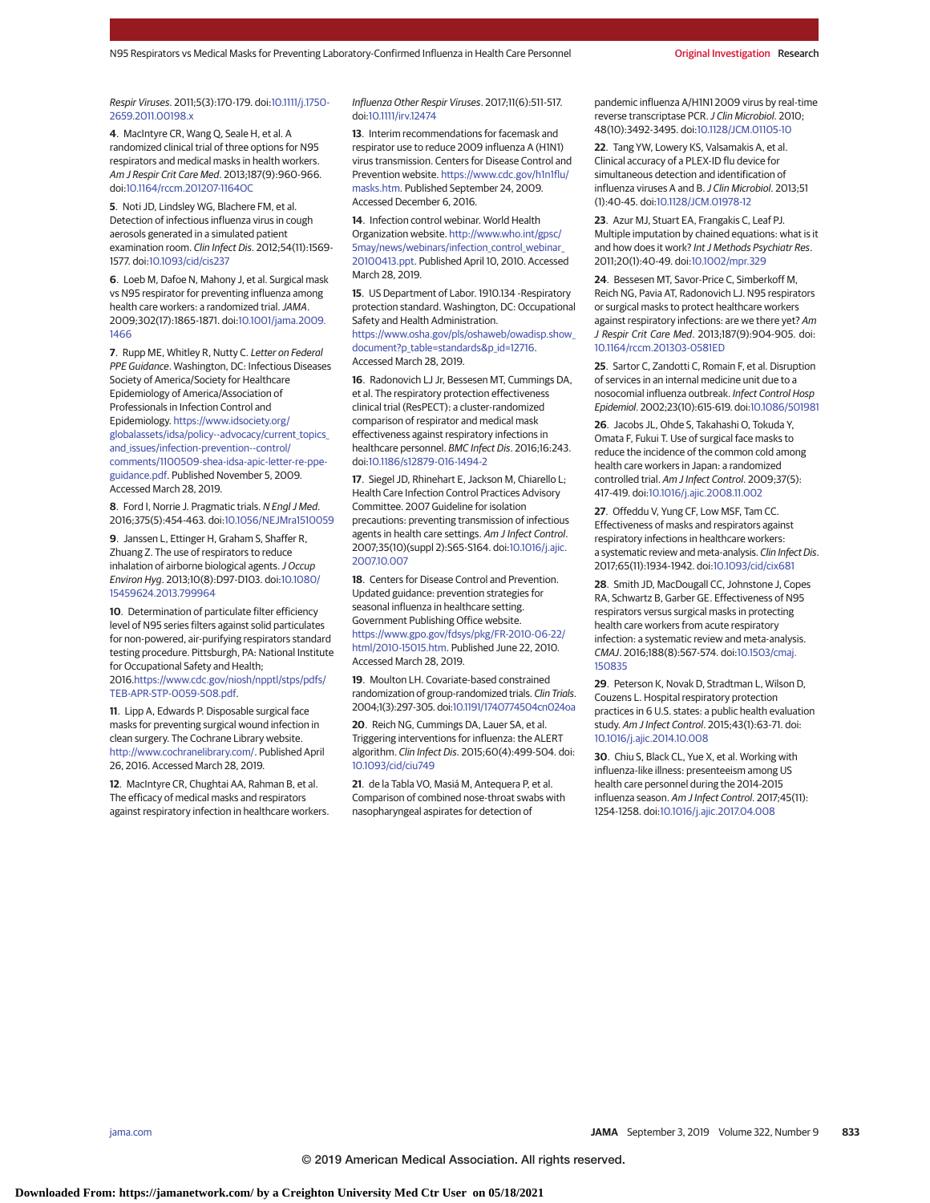Respir Viruses. 2011;5(3):170-179. doi:10.1111/j.1750-2659.2011.00198.x

**4**. MacIntyre CR, Wang Q, Seale H, et al. A randomized clinical trial of three options for N95 respirators and medical masks in health workers. *Am J Respir Crit Care Med*. 2013;187(9):960-966. doi:10.1164/rccm.201207-1164OC

**5**. Noti JD, Lindsley WG, Blachere FM, et al. Detection of infectious influenza virus in cough aerosols generated in a simulated patient examination room. *Clin Infect Dis*. 2012;54(11):1569-1577. doi:10.1093/cid/cis237

**6**. Loeb M, Dafoe N, Mahony J, et al. Surgical mask vs N95 respirator for preventing influenza among health care workers: a randomized trial. *JAMA*. 2009;302(17):1865-1871. doi:10.1001/jama.2009.1466

**7**. Rupp ME, Whitley R, Nutty C. *Letter on Federal PPE Guidance*. Washington, DC: Infectious Diseases Society of America/Society for Healthcare Epidemiology of America/Association of Professionals in Infection Control and Epidemiology. https://www.idsociety.org/globalassets/idsa/policy--advocacy/current_topics_and_issues/infection-prevention--control/comments/1100509-shea-idsa-apic-letter-re-ppe-guidance.pdf. Published November 5, 2009. Accessed March 28, 2019.

**8**. Ford I, Norrie J. Pragmatic trials. *N Engl J Med*. 2016;375(5):454-463. doi:10.1056/NEJMra1510059

**9**. Janssen L, Ettinger H, Graham S, Shaffer R, Zhuang Z. The use of respirators to reduce inhalation of airborne biological agents. *J Occup Environ Hyg*. 2013;10(8):D97-D103. doi:10.1080/15459624.2013.799964

**10**. Determination of particulate filter efficiency level of N95 series filters against solid particulates for non-powered, air-purifying respirators standard testing procedure. Pittsburgh, PA: National Institute for Occupational Safety and Health; 2016.https://www.cdc.gov/niosh/npptl/stps/pdfs/TEB-APR-STP-0059-508.pdf.

**11**. Lipp A, Edwards P. Disposable surgical face masks for preventing surgical wound infection in clean surgery. The Cochrane Library website. http://www.cochranelibrary.com/. Published April 26, 2016. Accessed March 28, 2019.

**12**. MacIntyre CR, Chughtai AA, Rahman B, et al. The efficacy of medical masks and respirators against respiratory infection in healthcare workers. *Influenza Other Respir Viruses*. 2017;11(6):511-517. doi:10.1111/irv.12474

**13**. Interim recommendations for facemask and respirator use to reduce 2009 influenza A (H1N1) virus transmission. Centers for Disease Control and Prevention website. https://www.cdc.gov/h1n1flu/masks.htm. Published September 24, 2009. Accessed December 6, 2016.

**14**. Infection control webinar. World Health Organization website. http://www.who.int/gpsc/5may/news/webinars/infection_control_webinar_20100413.ppt. Published April 10, 2010. Accessed March 28, 2019.

**15**. US Department of Labor. 1910.134 -Respiratory protection standard. Washington, DC: Occupational Safety and Health Administration. https://www.osha.gov/pls/oshaweb/owadisp.show_document?p_table=standards&p_id=12716. Accessed March 28, 2019.

**16**. Radonovich LJ Jr, Bessesen MT, Cummings DA, et al. The respiratory protection effectiveness clinical trial (ResPECT): a cluster-randomized comparison of respirator and medical mask effectiveness against respiratory infections in healthcare personnel. *BMC Infect Dis*. 2016;16:243. doi:10.1186/s12879-016-1494-2

**17**. Siegel JD, Rhinehart E, Jackson M, Chiarello L; Health Care Infection Control Practices Advisory Committee. 2007 Guideline for isolation precautions: preventing transmission of infectious agents in health care settings. *Am J Infect Control*. 2007;35(10)(suppl 2):S65-S164. doi:10.1016/j.ajic.2007.10.007

**18**. Centers for Disease Control and Prevention. Updated guidance: prevention strategies for seasonal influenza in healthcare setting. Government Publishing Office website. https://www.gpo.gov/fdsys/pkg/FR-2010-06-22/html/2010-15015.htm. Published June 22, 2010. Accessed March 28, 2019.

**19**. Moulton LH. Covariate-based constrained randomization of group-randomized trials. *Clin Trials*. 2004;1(3):297-305. doi:10.1191/1740774504cn024oa

**20**. Reich NG, Cummings DA, Lauer SA, et al. Triggering interventions for influenza: the ALERT algorithm. *Clin Infect Dis*. 2015;60(4):499-504. doi:10.1093/cid/ciu749

**21**. de la Tabla VO, Masiá M, Antequera P, et al. Comparison of combined nose-throat swabs with nasopharyngeal aspirates for detection of pandemic influenza A/H1N1 2009 virus by real-time reverse transcriptase PCR. *J Clin Microbiol*. 2010;48(10):3492-3495. doi:10.1128/JCM.01105-10

**22**. Tang YW, Lowery KS, Valsamakis A, et al. Clinical accuracy of a PLEX-ID flu device for simultaneous detection and identification of influenza viruses A and B. *J Clin Microbiol*. 2013;51(1):40-45. doi:10.1128/JCM.01978-12

**23**. Azur MJ, Stuart EA, Frangakis C, Leaf PJ. Multiple imputation by chained equations: what is it and how does it work? *Int J Methods Psychiatr Res*. 2011;20(1):40-49. doi:10.1002/mpr.329

**24**. Bessesen MT, Savor-Price C, Simberkoff M, Reich NG, Pavia AT, Radonovich LJ. N95 respirators or surgical masks to protect healthcare workers against respiratory infections: are we there yet? *Am J Respir Crit Care Med*. 2013;187(9):904-905. doi:10.1164/rccm.201303-0581ED

**25**. Sartor C, Zandotti C, Romain F, et al. Disruption of services in an internal medicine unit due to a nosocomial influenza outbreak. *Infect Control Hosp Epidemiol*. 2002;23(10):615-619. doi:10.1086/501981

**26**. Jacobs JL, Ohde S, Takahashi O, Tokuda Y, Omata F, Fukui T. Use of surgical face masks to reduce the incidence of the common cold among health care workers in Japan: a randomized controlled trial. *Am J Infect Control*. 2009;37(5):417-419. doi:10.1016/j.ajic.2008.11.002

**27**. Offeddu V, Yung CF, Low MSF, Tam CC. Effectiveness of masks and respirators against respiratory infections in healthcare workers: a systematic review and meta-analysis. *Clin Infect Dis*. 2017;65(11):1934-1942. doi:10.1093/cid/cix681

**28**. Smith JD, MacDougall CC, Johnstone J, Copes RA, Schwartz B, Garber GE. Effectiveness of N95 respirators versus surgical masks in protecting health care workers from acute respiratory infection: a systematic review and meta-analysis. *CMAJ*. 2016;188(8):567-574. doi:10.1503/cmaj.150835

**29**. Peterson K, Novak D, Stradtman L, Wilson D, Couzens L. Hospital respiratory protection practices in 6 U.S. states: a public health evaluation study. *Am J Infect Control*. 2015;43(1):63-71. doi:10.1016/j.ajic.2014.10.008

**30**. Chiu S, Black CL, Yue X, et al. Working with influenza-like illness: presenteeism among US health care personnel during the 2014-2015 influenza season. *Am J Infect Control*. 2017;45(11):1254-1258. doi:10.1016/j.ajic.2017.04.008